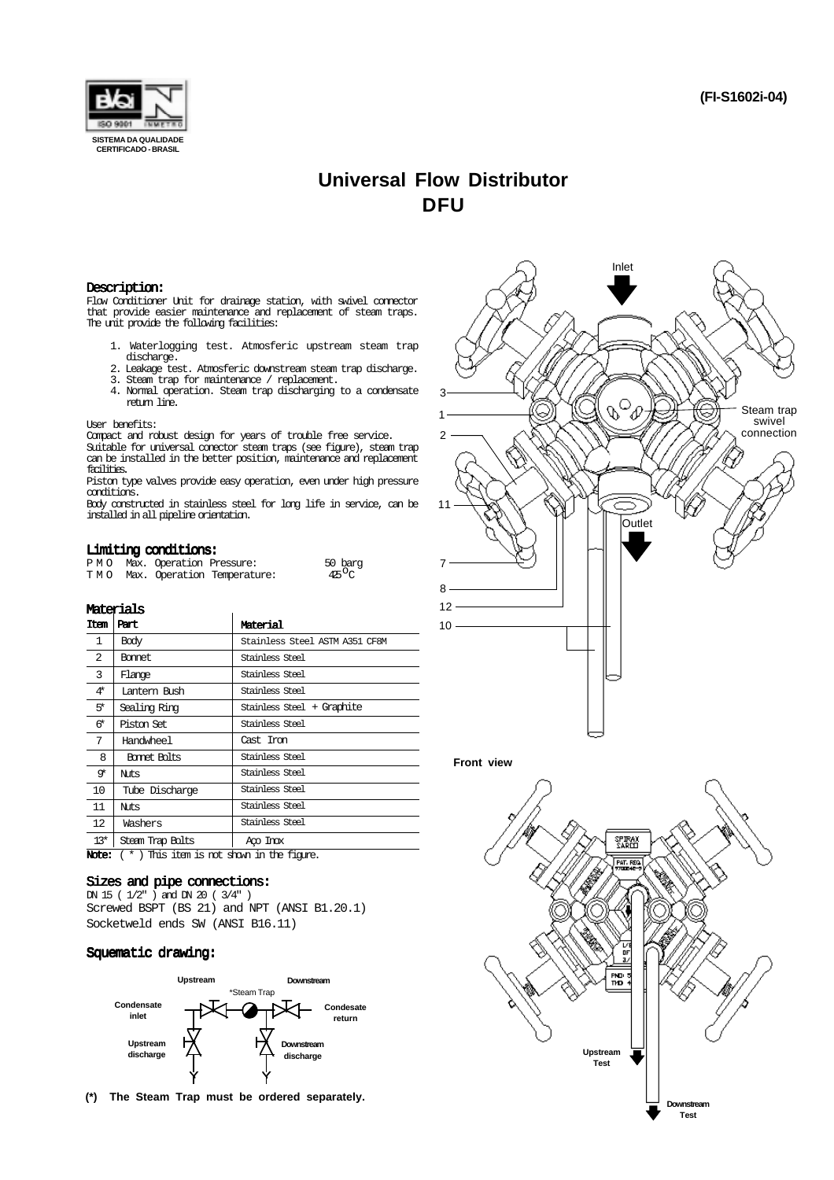SISTEMA DA QUALIDADE
CERTIFICADO - BRASIL

(FI-S1602i-04)

# Universal Flow Distributor
# DFU

## Description:

Flow Conditioner Unit for drainage station, with swivel connector that provide easier maintenance and replacement of steam traps. The unit provide the following facilities:

1. Waterlogging test. Atmosferic upstream steam trap discharge.
2. Leakage test. Atmosferic downstream steam trap discharge.
3. Steam trap for maintenance / replacement.
4. Normal operation. Steam trap discharging to a condensate return line.

User benefits:
Compact and robust design for years of trouble free service.
Suitable for universal conector steam traps (see figure), steam trap can be installed in the better position, maintenance and replacement facilities.
Piston type valves provide easy operation, even under high pressure conditions.
Body constructed in stainless steel for long life in service, can be installed in all pipeline orientation.

## Limiting conditions:

| | | |
|---|---|---|
| P M O | Max. Operation Pressure: | 50 barg |
| T M O | Max. Operation Temperature: | 425 °C |

## Materials

| Item | Part | Material |
|---|---|---|
| 1 | Body | Stainless Steel ASTM A351 CF8M |
| 2 | Bonnet | Stainless Steel |
| 3 | Flange | Stainless Steel |
| 4* | Lantern Bush | Stainless Steel |
| 5* | Sealing Ring | Stainless Steel + Graphite |
| 6* | Piston Set | Stainless Steel |
| 7 | Handwheel | Cast Iron |
| 8 | Bonnet Bolts | Stainless Steel |
| 9* | Nuts | Stainless Steel |
| 10 | Tube Discharge | Stainless Steel |
| 11 | Nuts | Stainless Steel |
| 12 | Washers | Stainless Steel |
| 13* | Steam Trap Bolts | Aço Inox |

**Note:** ( * ) This item is not shown in the figure.

## Sizes and pipe connections:

DN 15 ( 1/2" ) and DN 20 ( 3/4" )
Screwed BSPT (BS 21) and NPT (ANSI B1.20.1)
Socketweld ends SW (ANSI B16.11)

## Squematic drawing:

Upstream — Downstream — *Steam Trap — Condensate inlet — Condesate return — Upstream discharge — Downstream discharge

**(*) The Steam Trap must be ordered separately.**

Inlet — Steam trap swivel connection — Outlet — 3 — 1 — 2 — 11 — 7 — 8 — 12 — 10

**Front view**

Upstream Test — Downstream Test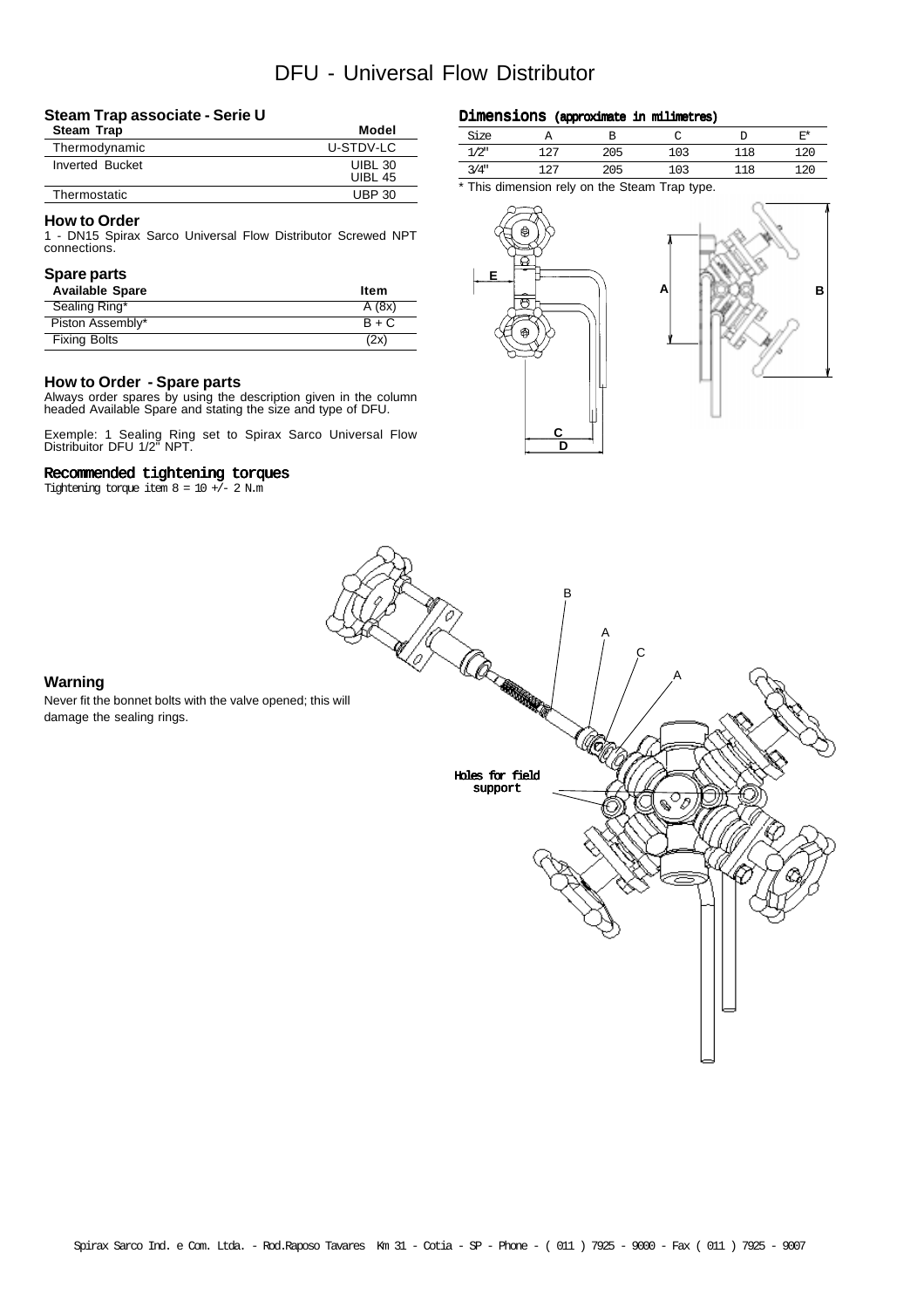# DFU - Universal Flow Distributor

## Steam Trap associate - Serie U

| Steam Trap | Model |
|---|---|
| Thermodynamic | U-STDV-LC |
| Inverted Bucket | UIBL 30<br>UIBL 45 |
| Thermostatic | UBP 30 |

## How to Order

1 - DN15 Spirax Sarco Universal Flow Distributor Screwed NPT connections.

## Spare parts

| Available Spare | Item |
|---|---|
| Sealing Ring* | A (8x) |
| Piston Assembly* | B + C |
| Fixing Bolts | (2x) |

## How to Order - Spare parts

Always order spares by using the description given in the column headed Available Spare and stating the size and type of DFU.

Exemple: 1 Sealing Ring set to Spirax Sarco Universal Flow Distribuitor DFU 1/2" NPT.

## Recommended tightening torques

Tightening torque item 8 = 10 +/- 2 N.m

## Dimensions (approximate in milimetres)

| Size | A | B | C | D | E* |
|---|---|---|---|---|---|
| 1/2" | 127 | 205 | 103 | 118 | 120 |
| 3/4" | 127 | 205 | 103 | 118 | 120 |

\* This dimension rely on the Steam Trap type.

E

C

D

A

B

B

A

C

A

Holes for field support

## Warning

Never fit the bonnet bolts with the valve opened; this will damage the sealing rings.

Spirax Sarco Ind. e Com. Ltda. - Rod.Raposo Tavares Km 31 - Cotia - SP - Phone - ( 011 ) 7925 - 9000 - Fax ( 011 ) 7925 - 9007